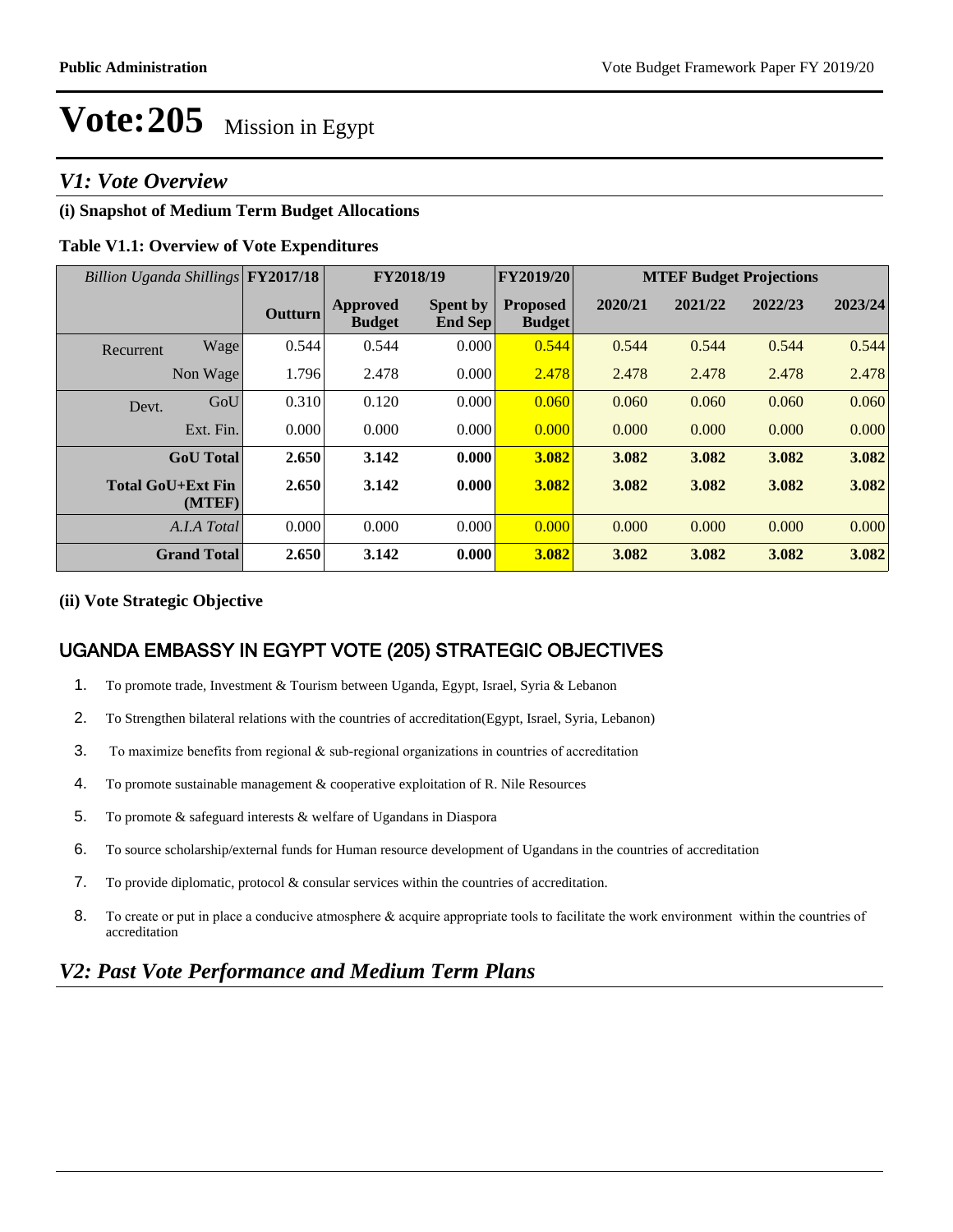# Vote:205 Mission in Egypt

## *V1: Vote Overview*

### (i) Snapshot of Medium Term Budget Allocations

**Table V1.1: Overview of Vote Expenditures**

| *Billion Uganda Shillings* | | FY2017/18 | FY2018/19 | | FY2019/20 | MTEF Budget Projections | | | |
|---|---|---|---|---|---|---|---|---|---|
| | | **Outturn** | **Approved Budget** | **Spent by End Sep** | **Proposed Budget** | **2020/21** | **2021/22** | **2022/23** | **2023/24** |
| Recurrent | Wage | 0.544 | 0.544 | 0.000 | 0.544 | 0.544 | 0.544 | 0.544 | 0.544 |
| | Non Wage | 1.796 | 2.478 | 0.000 | 2.478 | 2.478 | 2.478 | 2.478 | 2.478 |
| Devt. | GoU | 0.310 | 0.120 | 0.000 | 0.060 | 0.060 | 0.060 | 0.060 | 0.060 |
| | Ext. Fin. | 0.000 | 0.000 | 0.000 | 0.000 | 0.000 | 0.000 | 0.000 | 0.000 |
| | **GoU Total** | **2.650** | **3.142** | **0.000** | **3.082** | **3.082** | **3.082** | **3.082** | **3.082** |
| | **Total GoU+Ext Fin (MTEF)** | **2.650** | **3.142** | **0.000** | **3.082** | **3.082** | **3.082** | **3.082** | **3.082** |
| | *A.I.A Total* | 0.000 | 0.000 | 0.000 | 0.000 | 0.000 | 0.000 | 0.000 | 0.000 |
| | **Grand Total** | **2.650** | **3.142** | **0.000** | **3.082** | **3.082** | **3.082** | **3.082** | **3.082** |

### (ii) Vote Strategic Objective

## UGANDA EMBASSY IN EGYPT VOTE (205) STRATEGIC OBJECTIVES

1. To promote trade, Investment & Tourism between Uganda, Egypt, Israel, Syria & Lebanon
2. To Strengthen bilateral relations with the countries of accreditation(Egypt, Israel, Syria, Lebanon)
3. To maximize benefits from regional & sub-regional organizations in countries of accreditation
4. To promote sustainable management & cooperative exploitation of R. Nile Resources
5. To promote & safeguard interests & welfare of Ugandans in Diaspora
6. To source scholarship/external funds for Human resource development of Ugandans in the countries of accreditation
7. To provide diplomatic, protocol & consular services within the countries of accreditation.
8. To create or put in place a conducive atmosphere & acquire appropriate tools to facilitate the work environment within the countries of accreditation

## *V2: Past Vote Performance and Medium Term Plans*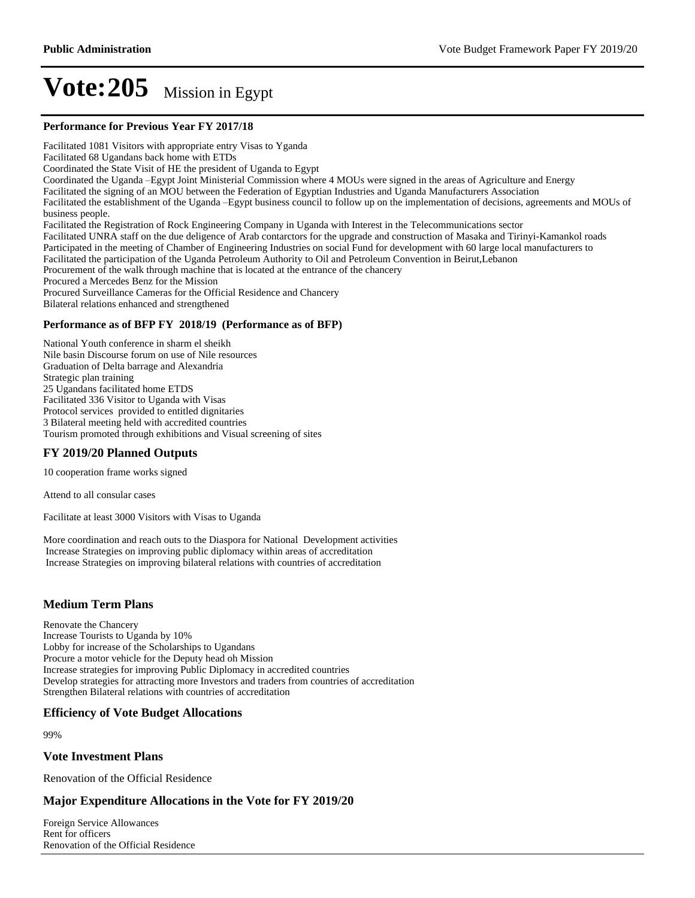# Vote:205 Mission in Egypt

### Performance for Previous Year FY 2017/18

Facilitated 1081 Visitors with appropriate entry Visas to Yganda
Facilitated 68 Ugandans back home with ETDs
Coordinated the State Visit of HE the president of Uganda to Egypt
Coordinated the Uganda –Egypt Joint Ministerial Commission where 4 MOUs were signed in the areas of Agriculture and Energy
Facilitated the signing of an MOU between the Federation of Egyptian Industries and Uganda Manufacturers Association
Facilitated the establishment of the Uganda –Egypt business council to follow up on the implementation of decisions, agreements and MOUs of business people.
Facilitated the Registration of Rock Engineering Company in Uganda with Interest in the Telecommunications sector
Facilitated UNRA staff on the due deligence of Arab contarctors for the upgrade and construction of Masaka and Tirinyi-Kamankol roads
Participated in the meeting of Chamber of Engineering Industries on social Fund for development with 60 large local manufacturers to
Facilitated the participation of the Uganda Petroleum Authority to Oil and Petroleum Convention in Beirut,Lebanon
Procurement of the walk through machine that is located at the entrance of the chancery
Procured a Mercedes Benz for the Mission
Procured Surveillance Cameras for the Official Residence and Chancery
Bilateral relations enhanced and strengthened

### Performance as of BFP FY 2018/19 (Performance as of BFP)

National Youth conference in sharm el sheikh
Nile basin Discourse forum on use of Nile resources
Graduation of Delta barrage and Alexandria
Strategic plan training
25 Ugandans facilitated home ETDS
Facilitated 336 Visitor to Uganda with Visas
Protocol services provided to entitled dignitaries
3 Bilateral meeting held with accredited countries
Tourism promoted through exhibitions and Visual screening of sites

## FY 2019/20 Planned Outputs

10 cooperation frame works signed

Attend to all consular cases

Facilitate at least 3000 Visitors with Visas to Uganda

More coordination and reach outs to the Diaspora for National Development activities
Increase Strategies on improving public diplomacy within areas of accreditation
Increase Strategies on improving bilateral relations with countries of accreditation

## Medium Term Plans

Renovate the Chancery
Increase Tourists to Uganda by 10%
Lobby for increase of the Scholarships to Ugandans
Procure a motor vehicle for the Deputy head oh Mission
Increase strategies for improving Public Diplomacy in accredited countries
Develop strategies for attracting more Investors and traders from countries of accreditation
Strengthen Bilateral relations with countries of accreditation

## Efficiency of Vote Budget Allocations

99%

## Vote Investment Plans

Renovation of the Official Residence

## Major Expenditure Allocations in the Vote for FY 2019/20

Foreign Service Allowances
Rent for officers
Renovation of the Official Residence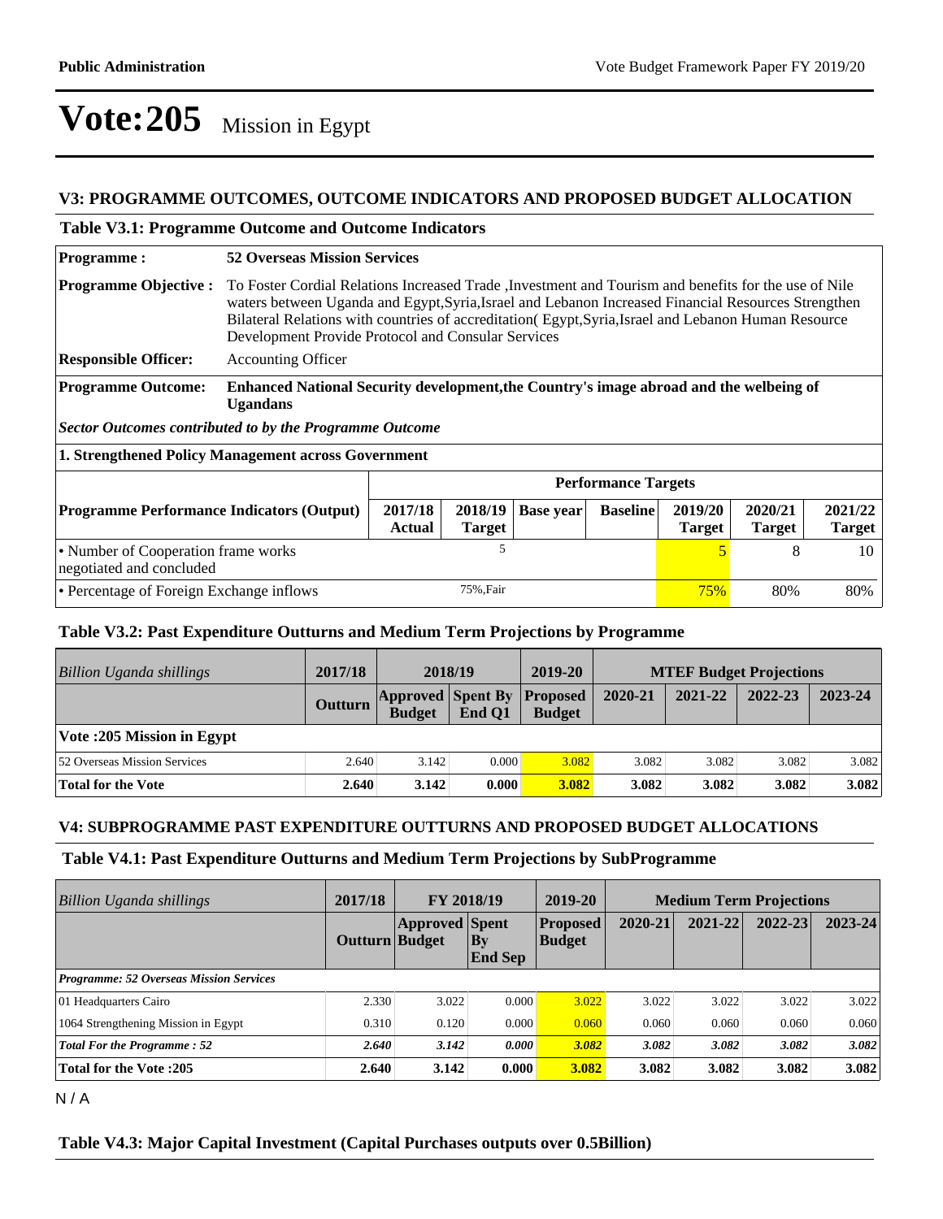# Vote:205 Mission in Egypt

## V3: PROGRAMME OUTCOMES, OUTCOME INDICATORS AND PROPOSED BUDGET ALLOCATION

### Table V3.1: Programme Outcome and Outcome Indicators

| | |
|---|---|
| **Programme :** | **52 Overseas Mission Services** |
| **Programme Objective :** | To Foster Cordial Relations Increased Trade ,Investment and Tourism and benefits for the use of Nile waters between Uganda and Egypt,Syria,Israel and Lebanon Increased Financial Resources Strengthen Bilateral Relations with countries of accreditation( Egypt,Syria,Israel and Lebanon Human Resource Development Provide Protocol and Consular Services |
| **Responsible Officer:** | Accounting Officer |
| **Programme Outcome:** | **Enhanced National Security development,the Country's image abroad and the welbeing of Ugandans** |

*Sector Outcomes contributed to by the Programme Outcome*

**1. Strengthened Policy Management across Government**

| | Performance Targets | | | | | | |
|---|---|---|---|---|---|---|---|
| **Programme Performance Indicators (Output)** | **2017/18 Actual** | **2018/19 Target** | **Base year** | **Baseline** | **2019/20 Target** | **2020/21 Target** | **2021/22 Target** |
| • Number of Cooperation frame works negotiated and concluded | | 5 | | | 5 | 8 | 10 |
| • Percentage of Foreign Exchange inflows | | 75%,Fair | | | 75% | 80% | 80% |

### Table V3.2: Past Expenditure Outturns and Medium Term Projections by Programme

| *Billion Uganda shillings* | 2017/18 | 2018/19 | | 2019-20 | MTEF Budget Projections | | | |
|---|---|---|---|---|---|---|---|---|
| | **Outturn** | **Approved Budget** | **Spent By End Q1** | **Proposed Budget** | **2020-21** | **2021-22** | **2022-23** | **2023-24** |
| **Vote :205 Mission in Egypt** | | | | | | | | |
| 52 Overseas Mission Services | 2.640 | 3.142 | 0.000 | 3.082 | 3.082 | 3.082 | 3.082 | 3.082 |
| **Total for the Vote** | **2.640** | **3.142** | **0.000** | **3.082** | **3.082** | **3.082** | **3.082** | **3.082** |

## V4: SUBPROGRAMME PAST EXPENDITURE OUTTURNS AND PROPOSED BUDGET ALLOCATIONS

### Table V4.1: Past Expenditure Outturns and Medium Term Projections by SubProgramme

| *Billion Uganda shillings* | 2017/18 | FY 2018/19 | | 2019-20 | Medium Term Projections | | | |
|---|---|---|---|---|---|---|---|---|
| | **Outturn** | **Approved Budget** | **Spent By End Sep** | **Proposed Budget** | **2020-21** | **2021-22** | **2022-23** | **2023-24** |
| ***Programme: 52 Overseas Mission Services*** | | | | | | | | |
| 01 Headquarters Cairo | 2.330 | 3.022 | 0.000 | 3.022 | 3.022 | 3.022 | 3.022 | 3.022 |
| 1064 Strengthening Mission in Egypt | 0.310 | 0.120 | 0.000 | 0.060 | 0.060 | 0.060 | 0.060 | 0.060 |
| ***Total For the Programme : 52*** | ***2.640*** | ***3.142*** | ***0.000*** | ***3.082*** | ***3.082*** | ***3.082*** | ***3.082*** | ***3.082*** |
| **Total for the Vote :205** | **2.640** | **3.142** | **0.000** | **3.082** | **3.082** | **3.082** | **3.082** | **3.082** |

N / A

### Table V4.3: Major Capital Investment (Capital Purchases outputs over 0.5Billion)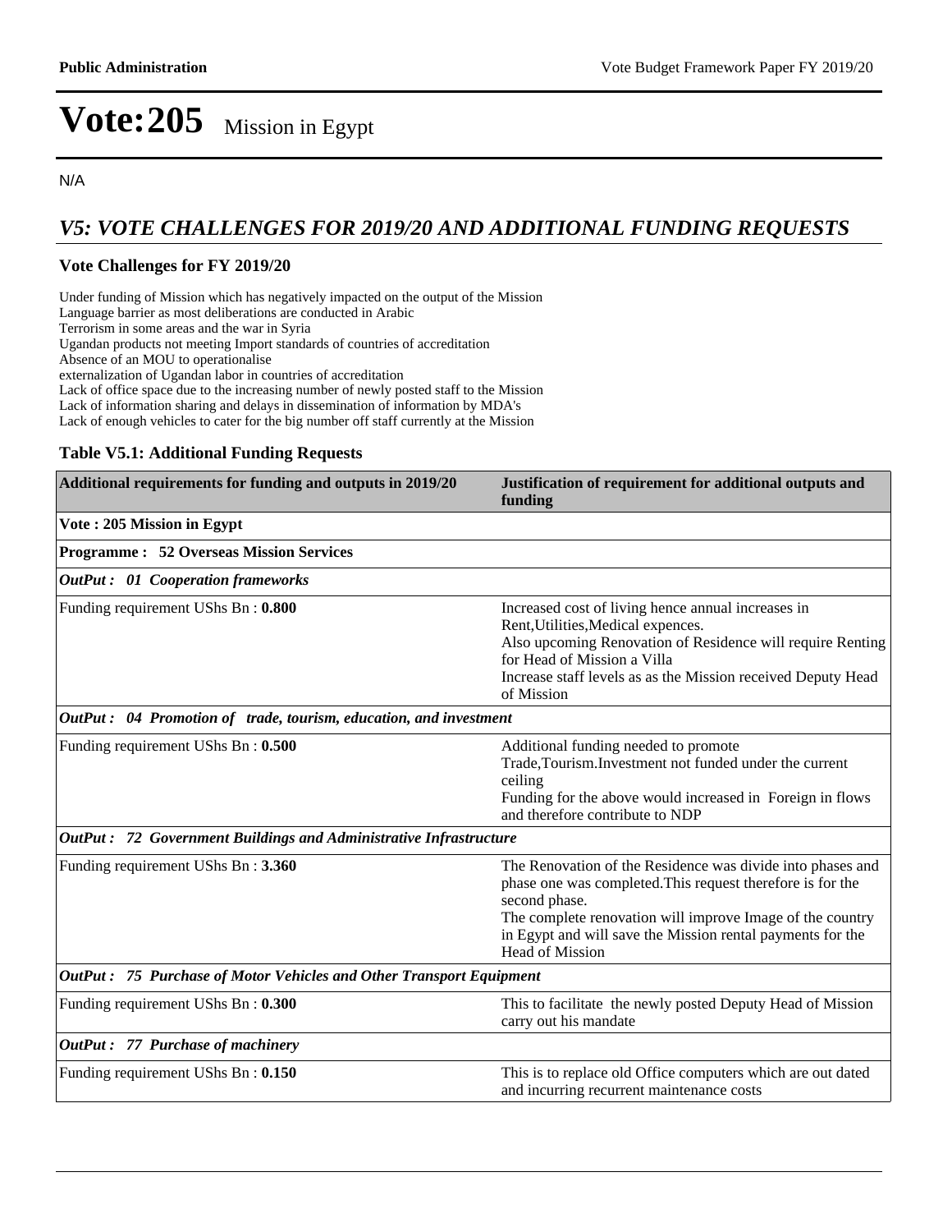# Vote:205 Mission in Egypt

N/A

## *V5: VOTE CHALLENGES FOR 2019/20 AND ADDITIONAL FUNDING REQUESTS*

### Vote Challenges for FY 2019/20

Under funding of Mission which has negatively impacted on the output of the Mission
Language barrier as most deliberations are conducted in Arabic
Terrorism in some areas and the war in Syria
Ugandan products not meeting Import standards of countries of accreditation
Absence of an MOU to operationalise
externalization of Ugandan labor in countries of accreditation
Lack of office space due to the increasing number of newly posted staff to the Mission
Lack of information sharing and delays in dissemination of information by MDA's
Lack of enough vehicles to cater for the big number off staff currently at the Mission

### Table V5.1: Additional Funding Requests

| Additional requirements for funding and outputs in 2019/20 | Justification of requirement for additional outputs and funding |
|---|---|
| **Vote : 205 Mission in Egypt** | |
| **Programme : 52 Overseas Mission Services** | |
| ***OutPut : 01 Cooperation frameworks*** | |
| Funding requirement UShs Bn : **0.800** | Increased cost of living hence annual increases in Rent,Utilities,Medical expences.<br>Also upcoming Renovation of Residence will require Renting for Head of Mission a Villa<br>Increase staff levels as as the Mission received Deputy Head of Mission |
| ***OutPut : 04 Promotion of trade, tourism, education, and investment*** | |
| Funding requirement UShs Bn : **0.500** | Additional funding needed to promote Trade,Tourism.Investment not funded under the current ceiling<br>Funding for the above would increased in Foreign in flows and therefore contribute to NDP |
| ***OutPut : 72 Government Buildings and Administrative Infrastructure*** | |
| Funding requirement UShs Bn : **3.360** | The Renovation of the Residence was divide into phases and phase one was completed.This request therefore is for the second phase.<br>The complete renovation will improve Image of the country in Egypt and will save the Mission rental payments for the Head of Mission |
| ***OutPut : 75 Purchase of Motor Vehicles and Other Transport Equipment*** | |
| Funding requirement UShs Bn : **0.300** | This to facilitate the newly posted Deputy Head of Mission carry out his mandate |
| ***OutPut : 77 Purchase of machinery*** | |
| Funding requirement UShs Bn : **0.150** | This is to replace old Office computers which are out dated and incurring recurrent maintenance costs |